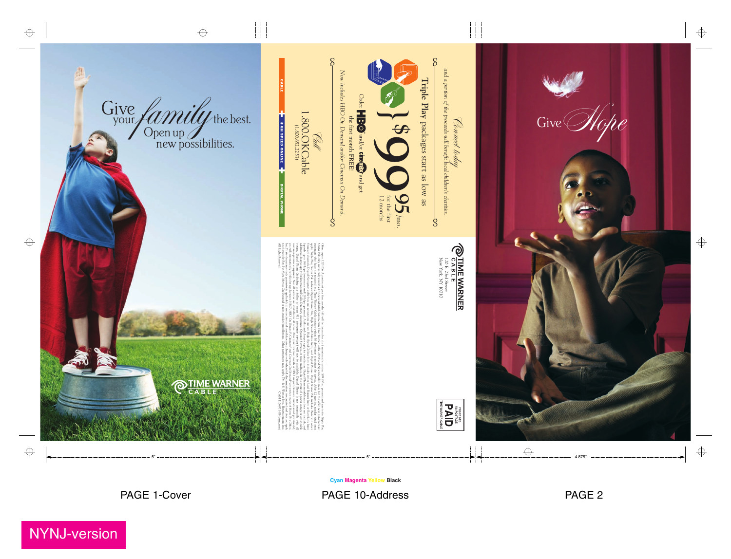Give your *family* the best.
Open up new possibilities.

TIME WARNER CABLE

*Connect today*
and a portion of the proceeds will benefit local children's charities.

Triple Play packages start as low as

$99.95/mo. for the first 12 months

Order HBO and/or cinemax and get the first month FREE!

Now includes HBO On Demand and/or Cinemax On Demand.

*Call*
1.800.OKCable
(1.800.652.2253)

CABLE + HIGH SPEED ONLINE + DIGITAL PHONE

TIME WARNER CABLE
120 E. 23rd Street
New York, NY 10010

PRSRT STD
US POSTAGE
PAID
TIME WARNER CABLE

All Rights Reserved.

Give *Hope*

PAGE 1-Cover

PAGE 10-Address

PAGE 2

NYNJ-version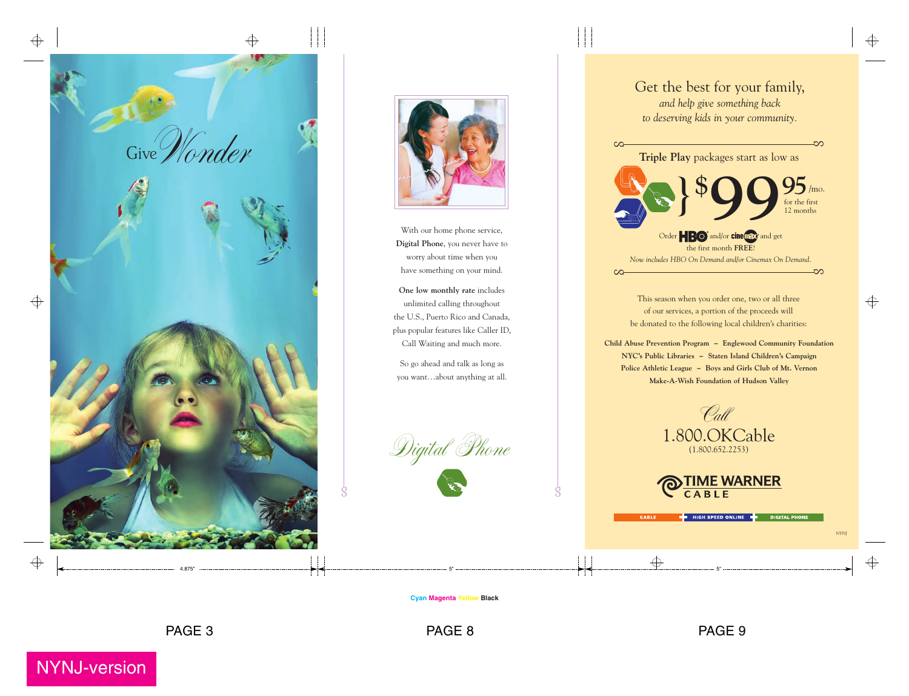Give *Wonder*

With our home phone service, **Digital Phone**, you never have to worry about time when you have something on your mind.

**One low monthly rate** includes unlimited calling throughout the U.S., Puerto Rico and Canada, plus popular features like Caller ID, Call Waiting and much more.

So go ahead and talk as long as you want…about anything at all.

*Digital Phone*

Get the best for your family,
*and help give something back to deserving kids in your community.*

**Triple Play** packages start as low as

$99.95 /mo. for the first 12 months

Order HBO and/or cinemax and get the first month **FREE**!
*Now includes HBO On Demand and/or Cinemax On Demand.*

This season when you order one, two or all three of our services, a portion of the proceeds will be donated to the following local children's charities:

**Child Abuse Prevention Program ~ Englewood Community Foundation**
**NYC's Public Libraries ~ Staten Island Children's Campaign**
**Police Athletic League ~ Boys and Girls Club of Mt. Vernon**
**Make-A-Wish Foundation of Hudson Valley**

*Call*
1.800.OKCable
(1.800.652.2253)

TIME WARNER CABLE

CABLE + HIGH SPEED ONLINE + DIGITAL PHONE

NYNJ

Cyan Magenta Yellow Black

PAGE 3 PAGE 8 PAGE 9

NYNJ-version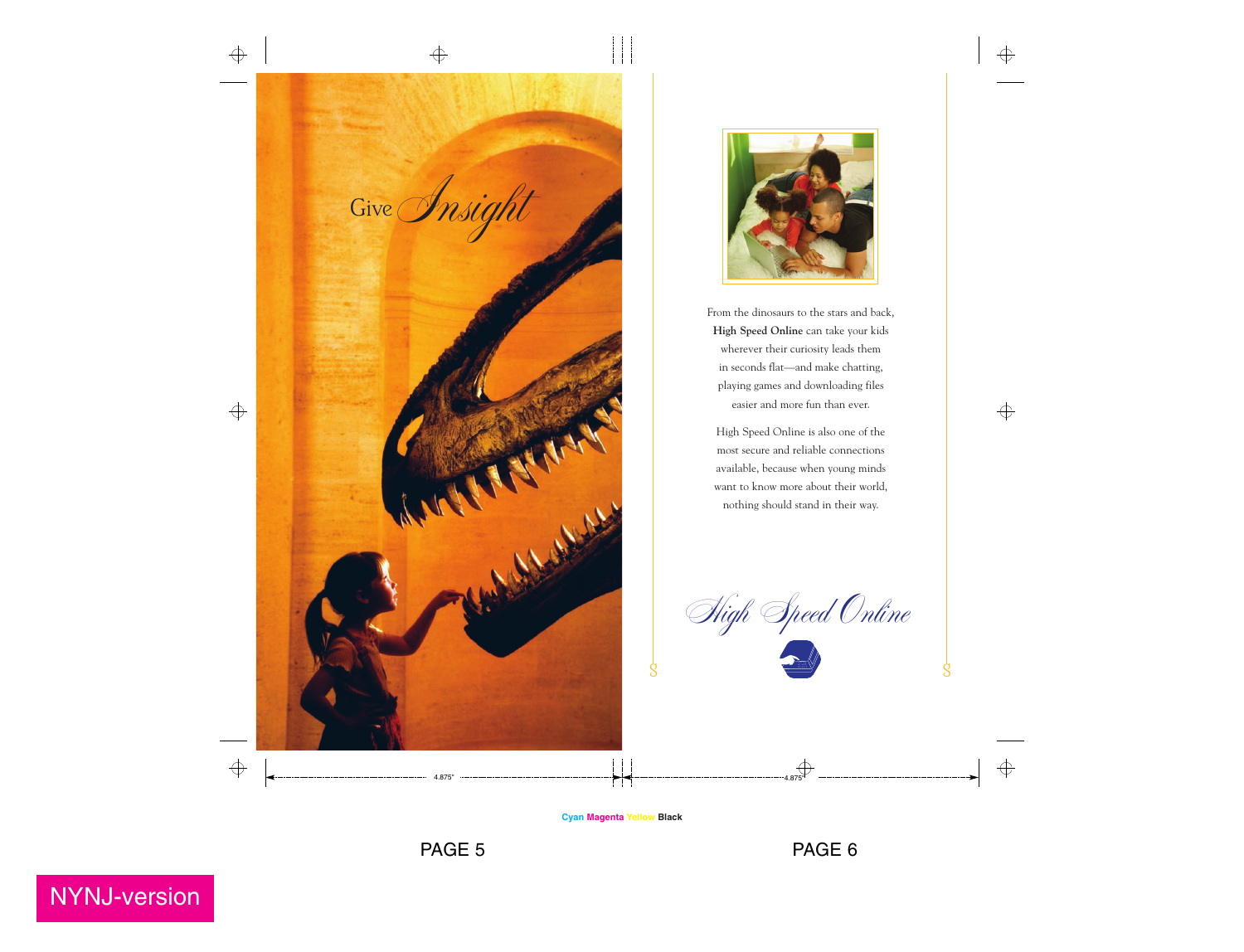Give *Insight*

From the dinosaurs to the stars and back, **High Speed Online** can take your kids wherever their curiosity leads them in seconds flat—and make chatting, playing games and downloading files easier and more fun than ever.

High Speed Online is also one of the most secure and reliable connections available, because when young minds want to know more about their world, nothing should stand in their way.

*High Speed Online*

PAGE 5

PAGE 6

NYNJ-version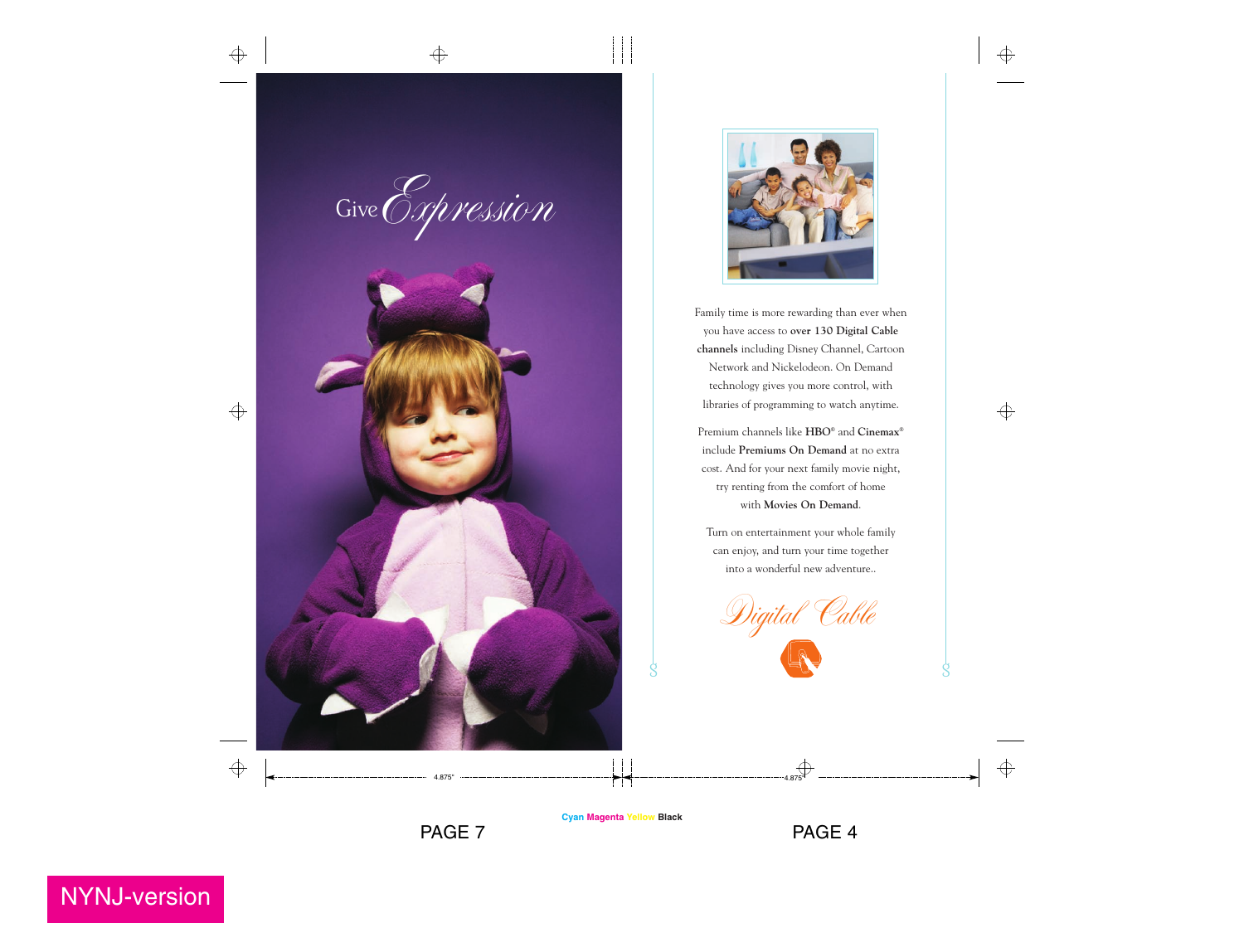Give *Expression*

Family time is more rewarding than ever when you have access to **over 130 Digital Cable channels** including Disney Channel, Cartoon Network and Nickelodeon. On Demand technology gives you more control, with libraries of programming to watch anytime.

Premium channels like **HBO**® and **Cinemax**® include **Premiums On Demand** at no extra cost. And for your next family movie night, try renting from the comfort of home with **Movies On Demand**.

Turn on entertainment your whole family can enjoy, and turn your time together into a wonderful new adventure..

*Digital Cable*

4.875"

4.875"

Cyan Magenta Yellow Black

PAGE 7

PAGE 4

NYNJ-version